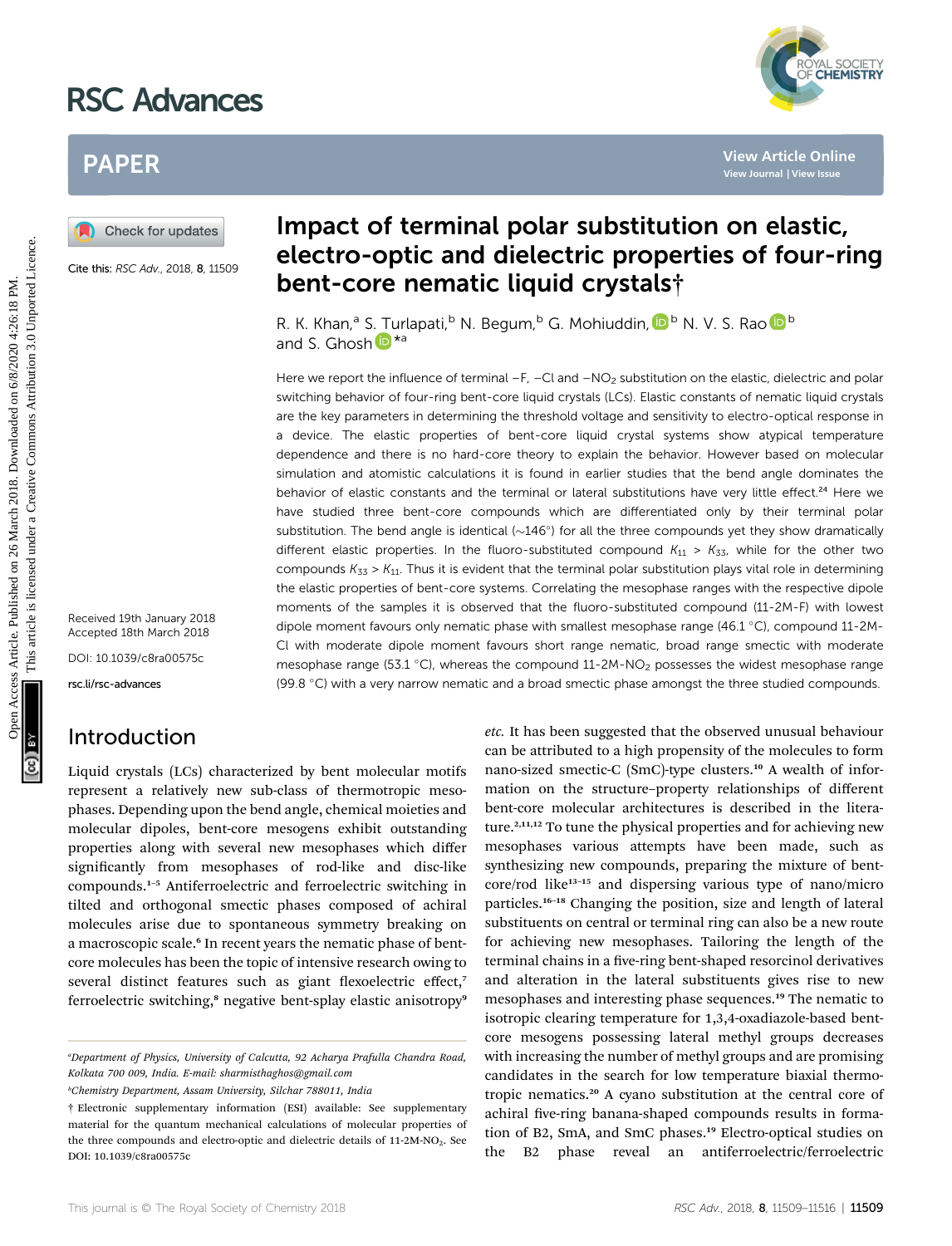# Impact of terminal polar substitution on elastic, electro-optic and dielectric properties of four-ring bent-core nematic liquid crystals†

R. K. Khan,[a] S. Turlapati,[b] N. Begum,[b] G. Mohiuddin,[b] N. V. S. Rao[b] and S. Ghosh*[a]

Cite this: *RSC Adv.*, 2018, **8**, 11509

Received 19th January 2018
Accepted 18th March 2018

DOI: 10.1039/c8ra00575c

rsc.li/rsc-advances

Here we report the influence of terminal –F, –Cl and $-NO_2$ substitution on the elastic, dielectric and polar switching behavior of four-ring bent-core liquid crystals (LCs). Elastic constants of nematic liquid crystals are the key parameters in determining the threshold voltage and sensitivity to electro-optical response in a device. The elastic properties of bent-core liquid crystal systems show atypical temperature dependence and there is no hard-core theory to explain the behavior. However based on molecular simulation and atomistic calculations it is found in earlier studies that the bend angle dominates the behavior of elastic constants and the terminal or lateral substitutions have very little effect.[24] Here we have studied three bent-core compounds which are differentiated only by their terminal polar substitution. The bend angle is identical (~146°) for all the three compounds yet they show dramatically different elastic properties. In the fluoro-substituted compound $K_{11} > K_{33}$, while for the other two compounds $K_{33} > K_{11}$. Thus it is evident that the terminal polar substitution plays vital role in determining the elastic properties of bent-core systems. Correlating the mesophase ranges with the respective dipole moments of the samples it is observed that the fluoro-substituted compound (11-2M-F) with lowest dipole moment favours only nematic phase with smallest mesophase range (46.1 °C), compound 11-2M-Cl with moderate dipole moment favours short range nematic, broad range smectic with moderate mesophase range (53.1 °C), whereas the compound 11-2M-$NO_2$ possesses the widest mesophase range (99.8 °C) with a very narrow nematic and a broad smectic phase amongst the three studied compounds.

## Introduction

Liquid crystals (LCs) characterized by bent molecular motifs represent a relatively new sub-class of thermotropic mesophases. Depending upon the bend angle, chemical moieties and molecular dipoles, bent-core mesogens exhibit outstanding properties along with several new mesophases which differ significantly from mesophases of rod-like and disc-like compounds.[1–5] Antiferroelectric and ferroelectric switching in tilted and orthogonal smectic phases composed of achiral molecules arise due to spontaneous symmetry breaking on a macroscopic scale.[6] In recent years the nematic phase of bent-core molecules has been the topic of intensive research owing to several distinct features such as giant flexoelectric effect,[7] ferroelectric switching,[8] negative bent-splay elastic anisotropy[9] *etc.* It has been suggested that the observed unusual behaviour can be attributed to a high propensity of the molecules to form nano-sized smectic-C (SmC)-type clusters.[10] A wealth of information on the structure–property relationships of different bent-core molecular architectures is described in the literature.[2,11,12] To tune the physical properties and for achieving new mesophases various attempts have been made, such as synthesizing new compounds, preparing the mixture of bent-core/rod like[13–15] and dispersing various type of nano/micro particles.[16–18] Changing the position, size and length of lateral substituents on central or terminal ring can also be a new route for achieving new mesophases. Tailoring the length of the terminal chains in a five-ring bent-shaped resorcinol derivatives and alteration in the lateral substituents gives rise to new mesophases and interesting phase sequences.[19] The nematic to isotropic clearing temperature for 1,3,4-oxadiazole-based bent-core mesogens possessing lateral methyl groups decreases with increasing the number of methyl groups and are promising candidates in the search for low temperature biaxial thermotropic nematics.[20] A cyano substitution at the central core of achiral five-ring banana-shaped compounds results in formation of B2, SmA, and SmC phases.[19] Electro-optical studies on the B2 phase reveal an antiferroelectric/ferroelectric

[a]Department of Physics, University of Calcutta, 92 Acharya Prafulla Chandra Road, Kolkata 700 009, India. E-mail: sharmisthaghos@gmail.com

[b]Chemistry Department, Assam University, Silchar 788011, India

† Electronic supplementary information (ESI) available: See supplementary material for the quantum mechanical calculations of molecular properties of the three compounds and electro-optic and dielectric details of 11-2M-$NO_2$. See DOI: 10.1039/c8ra00575c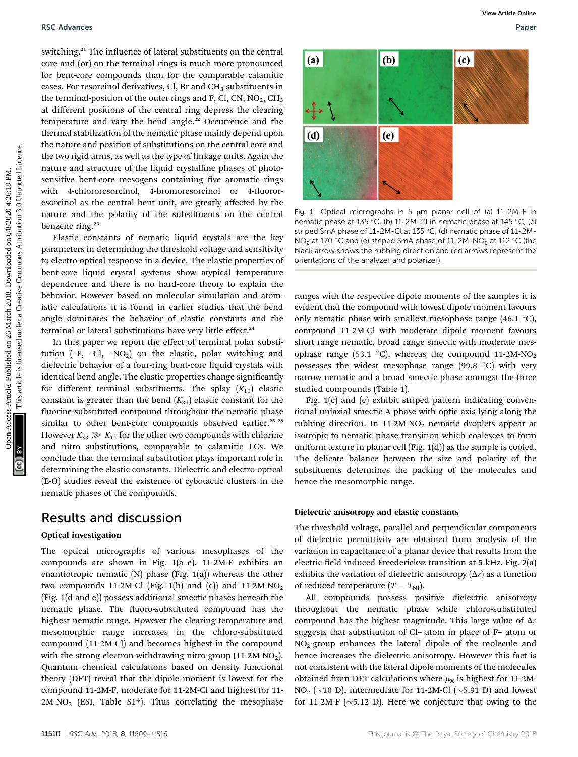switching.[21] The influence of lateral substituents on the central core and (or) on the terminal rings is much more pronounced for bent-core compounds than for the comparable calamitic cases. For resorcinol derivatives, Cl, Br and $CH_3$ substituents in the terminal-position of the outer rings and F, Cl, CN, $NO_2$, $CH_3$ at different positions of the central ring depress the clearing temperature and vary the bend angle.[22] Occurrence and the thermal stabilization of the nematic phase mainly depend upon the nature and position of substitutions on the central core and the two rigid arms, as well as the type of linkage units. Again the nature and structure of the liquid crystalline phases of photosensitive bent-core mesogens containing five aromatic rings with 4-chlororesorcinol, 4-bromoresorcinol or 4-fluororesorcinol as the central bent unit, are greatly affected by the nature and the polarity of the substituents on the central benzene ring.[23]

Elastic constants of nematic liquid crystals are the key parameters in determining the threshold voltage and sensitivity to electro-optical response in a device. The elastic properties of bent-core liquid crystal systems show atypical temperature dependence and there is no hard-core theory to explain the behavior. However based on molecular simulation and atomistic calculations it is found in earlier studies that the bend angle dominates the behavior of elastic constants and the terminal or lateral substitutions have very little effect.[24]

In this paper we report the effect of terminal polar substitution (–F, –Cl, –$NO_2$) on the elastic, polar switching and dielectric behavior of a four-ring bent-core liquid crystals with identical bend angle. The elastic properties change significantly for different terminal substituents. The splay ($K_{11}$) elastic constant is greater than the bend ($K_{33}$) elastic constant for the fluorine-substituted compound throughout the nematic phase similar to other bent-core compounds observed earlier.[25–28] However $K_{33} \gg K_{11}$ for the other two compounds with chlorine and nitro substitutions, comparable to calamitic LCs. We conclude that the terminal substitution plays important role in determining the elastic constants. Dielectric and electro-optical (E-O) studies reveal the existence of cybotactic clusters in the nematic phases of the compounds.

## Results and discussion

### Optical investigation

The optical micrographs of various mesophases of the compounds are shown in Fig. 1(a–e). 11-2M-F exhibits an enantiotropic nematic (N) phase (Fig. 1(a)) whereas the other two compounds 11-2M-Cl (Fig. 1(b) and (c)) and 11-2M-$NO_2$ (Fig. 1(d and e)) possess additional smectic phases beneath the nematic phase. The fluoro-substituted compound has the highest nematic range. However the clearing temperature and mesomorphic range increases in the chloro-substituted compound (11-2M-Cl) and becomes highest in the compound with the strong electron-withdrawing nitro group (11-2M-$NO_2$). Quantum chemical calculations based on density functional theory (DFT) reveal that the dipole moment is lowest for the compound 11-2M-F, moderate for 11-2M-Cl and highest for 11-2M-$NO_2$ (ESI, Table S1†). Thus correlating the mesophase ranges with the respective dipole moments of the samples it is evident that the compound with lowest dipole moment favours only nematic phase with smallest mesophase range (46.1 °C), compound 11-2M-Cl with moderate dipole moment favours short range nematic, broad range smectic with moderate mesophase range (53.1 °C), whereas the compound 11-2M-$NO_2$ possesses the widest mesophase range (99.8 °C) with very narrow nematic and a broad smectic phase amongst the three studied compounds (Table 1).

Fig. 1 Optical micrographs in 5 μm planar cell of (a) 11-2M-F in nematic phase at 135 °C, (b) 11-2M-Cl in nematic phase at 145 °C, (c) striped SmA phase of 11-2M-Cl at 135 °C, (d) nematic phase of 11-2M-$NO_2$ at 170 °C and (e) striped SmA phase of 11-2M-$NO_2$ at 112 °C (the black arrow shows the rubbing direction and red arrows represent the orientations of the analyzer and polarizer).

Fig. 1(c) and (e) exhibit striped pattern indicating conventional uniaxial smectic A phase with optic axis lying along the rubbing direction. In 11-2M-$NO_2$ nematic droplets appear at isotropic to nematic phase transition which coalesces to form uniform texture in planar cell (Fig. 1(d)) as the sample is cooled. The delicate balance between the size and polarity of the substituents determines the packing of the molecules and hence the mesomorphic range.

### Dielectric anisotropy and elastic constants

The threshold voltage, parallel and perpendicular components of dielectric permittivity are obtained from analysis of the variation in capacitance of a planar device that results from the electric-field induced Freedericksz transition at 5 kHz. Fig. 2(a) exhibits the variation of dielectric anisotropy ($\Delta\varepsilon$) as a function of reduced temperature ($T - T_{NI}$).

All compounds possess positive dielectric anisotropy throughout the nematic phase while chloro-substituted compound has the highest magnitude. This large value of $\Delta\varepsilon$ suggests that substitution of Cl– atom in place of F– atom or $NO_2$-group enhances the lateral dipole of the molecule and hence increases the dielectric anisotropy. However this fact is not consistent with the lateral dipole moments of the molecules obtained from DFT calculations where $\mu_X$ is highest for 11-2M-$NO_2$ (~10 D), intermediate for 11-2M-Cl (~5.91 D) and lowest for 11-2M-F (~5.12 D). Here we conjecture that owing to the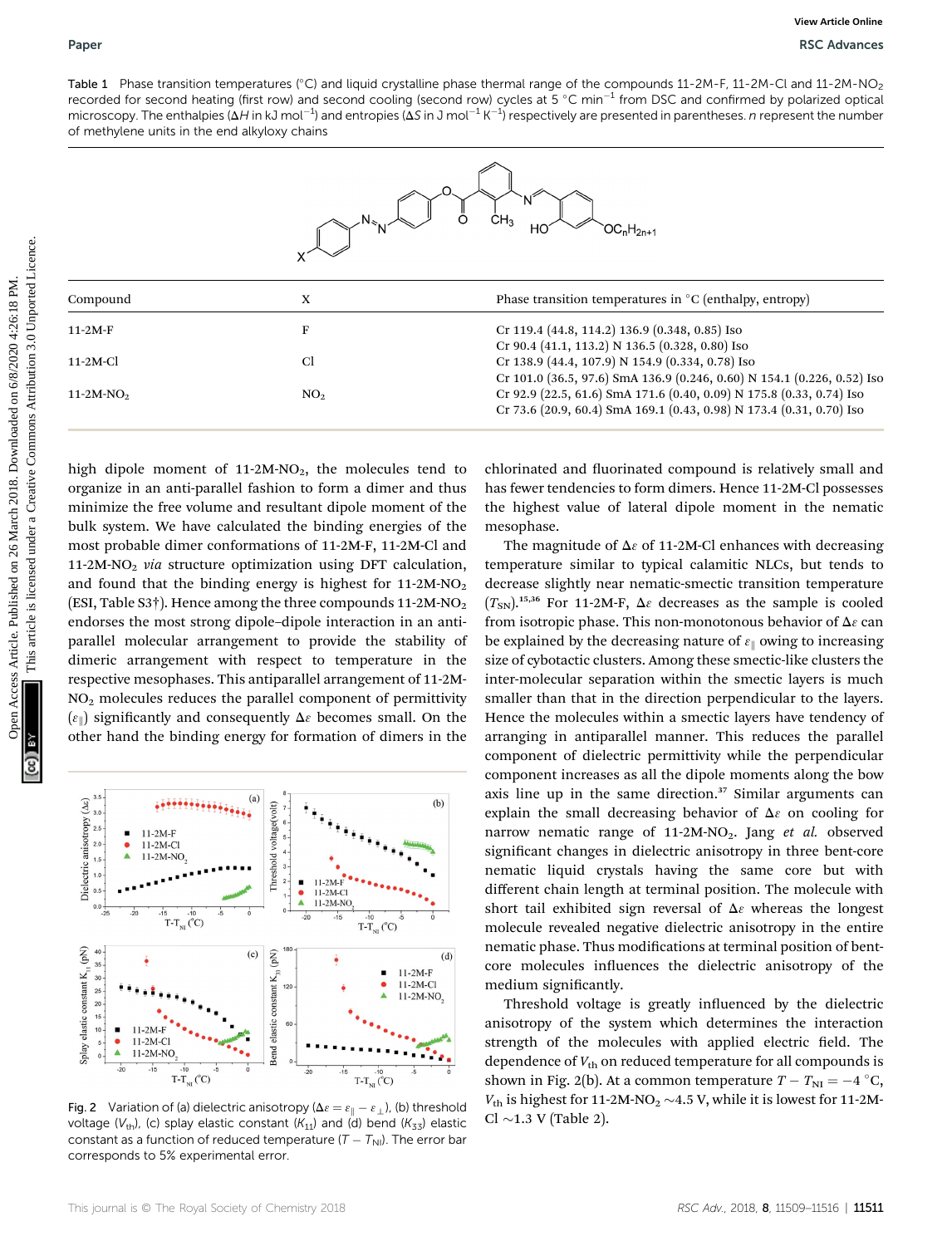Table 1 Phase transition temperatures (°C) and liquid crystalline phase thermal range of the compounds 11-2M-F, 11-2M-Cl and 11-2M-$NO_2$ recorded for second heating (first row) and second cooling (second row) cycles at 5 °C $min^{-1}$ from DSC and confirmed by polarized optical microscopy. The enthalpies ($\Delta H$ in kJ $mol^{-1}$) and entropies ($\Delta S$ in J $mol^{-1}$ $K^{-1}$) respectively are presented in parentheses. $n$ represent the number of methylene units in the end alkyloxy chains

X, $CH_3$, HO, $OC_nH_{2n+1}$, N, N, N, O, O

| Compound | X | Phase transition temperatures in °C (enthalpy, entropy) |
|---|---|---|
| 11-2M-F | F | Cr 119.4 (44.8, 114.2) 136.9 (0.348, 0.85) Iso |
| | | Cr 90.4 (41.1, 113.2) N 136.5 (0.328, 0.80) Iso |
| 11-2M-Cl | Cl | Cr 138.9 (44.4, 107.9) N 154.9 (0.334, 0.78) Iso |
| | | Cr 101.0 (36.5, 97.6) SmA 136.9 (0.246, 0.60) N 154.1 (0.226, 0.52) Iso |
| 11-2M-$NO_2$ | $NO_2$ | Cr 92.9 (22.5, 61.6) SmA 171.6 (0.40, 0.09) N 175.8 (0.33, 0.74) Iso |
| | | Cr 73.6 (20.9, 60.4) SmA 169.1 (0.43, 0.98) N 173.4 (0.31, 0.70) Iso |

high dipole moment of 11-2M-$NO_2$, the molecules tend to organize in an anti-parallel fashion to form a dimer and thus minimize the free volume and resultant dipole moment of the bulk system. We have calculated the binding energies of the most probable dimer conformations of 11-2M-F, 11-2M-Cl and 11-2M-$NO_2$ *via* structure optimization using DFT calculation, and found that the binding energy is highest for 11-2M-$NO_2$ (ESI, Table S3†). Hence among the three compounds 11-2M-$NO_2$ endorses the most strong dipole–dipole interaction in an anti-parallel molecular arrangement to provide the stability of dimeric arrangement with respect to temperature in the respective mesophases. This antiparallel arrangement of 11-2M-$NO_2$ molecules reduces the parallel component of permittivity ($\varepsilon_\parallel$) significantly and consequently $\Delta\varepsilon$ becomes small. On the other hand the binding energy for formation of dimers in the chlorinated and fluorinated compound is relatively small and has fewer tendencies to form dimers. Hence 11-2M-Cl possesses the highest value of lateral dipole moment in the nematic mesophase.

The magnitude of $\Delta\varepsilon$ of 11-2M-Cl enhances with decreasing temperature similar to typical calamitic NLCs, but tends to decrease slightly near nematic-smectic transition temperature ($T_{SN}$).[15,36] For 11-2M-F, $\Delta\varepsilon$ decreases as the sample is cooled from isotropic phase. This non-monotonous behavior of $\Delta\varepsilon$ can be explained by the decreasing nature of $\varepsilon_\parallel$ owing to increasing size of cybotactic clusters. Among these smectic-like clusters the inter-molecular separation within the smectic layers is much smaller than that in the direction perpendicular to the layers. Hence the molecules within a smectic layers have tendency of arranging in antiparallel manner. This reduces the parallel component of dielectric permittivity while the perpendicular component increases as all the dipole moments along the bow axis line up in the same direction.[37] Similar arguments can explain the small decreasing behavior of $\Delta\varepsilon$ on cooling for narrow nematic range of 11-2M-$NO_2$. Jang *et al.* observed significant changes in dielectric anisotropy in three bent-core nematic liquid crystals having the same core but with different chain length at terminal position. The molecule with short tail exhibited sign reversal of $\Delta\varepsilon$ whereas the longest molecule revealed negative dielectric anisotropy in the entire nematic phase. Thus modifications at terminal position of bent-core molecules influences the dielectric anisotropy of the medium significantly.

Threshold voltage is greatly influenced by the dielectric anisotropy of the system which determines the interaction strength of the molecules with applied electric field. The dependence of $V_{th}$ on reduced temperature for all compounds is shown in Fig. 2(b). At a common temperature $T - T_{NI} = -4$ °C, $V_{th}$ is highest for 11-2M-$NO_2$ ~4.5 V, while it is lowest for 11-2M-Cl ~1.3 V (Table 2).

(a) Dielectric anisotropy (Δε); T-T$_{NI}$ (°C); 11-2M-F, 11-2M-Cl, 11-2M-NO$_2$
(b) Threshold voltage(volt); T-T$_{NI}$ (°C); 11-2M-F, 11-2M-Cl, 11-2M-NO$_2$
(c) Splay elastic constant K$_{11}$ (pN); T-T$_{NI}$ (°C); 11-2M-F, 11-2M-Cl, 11-2M-NO$_2$
(d) Bend elastic constant K$_{33}$ (pN); T-T$_{NI}$ (°C); 11-2M-F, 11-2M-Cl, 11-2M-NO$_2$

Fig. 2 Variation of (a) dielectric anisotropy ($\Delta\varepsilon = \varepsilon_\parallel - \varepsilon_\perp$), (b) threshold voltage ($V_{th}$), (c) splay elastic constant ($K_{11}$) and (d) bend ($K_{33}$) elastic constant as a function of reduced temperature ($T - T_{NI}$). The error bar corresponds to 5% experimental error.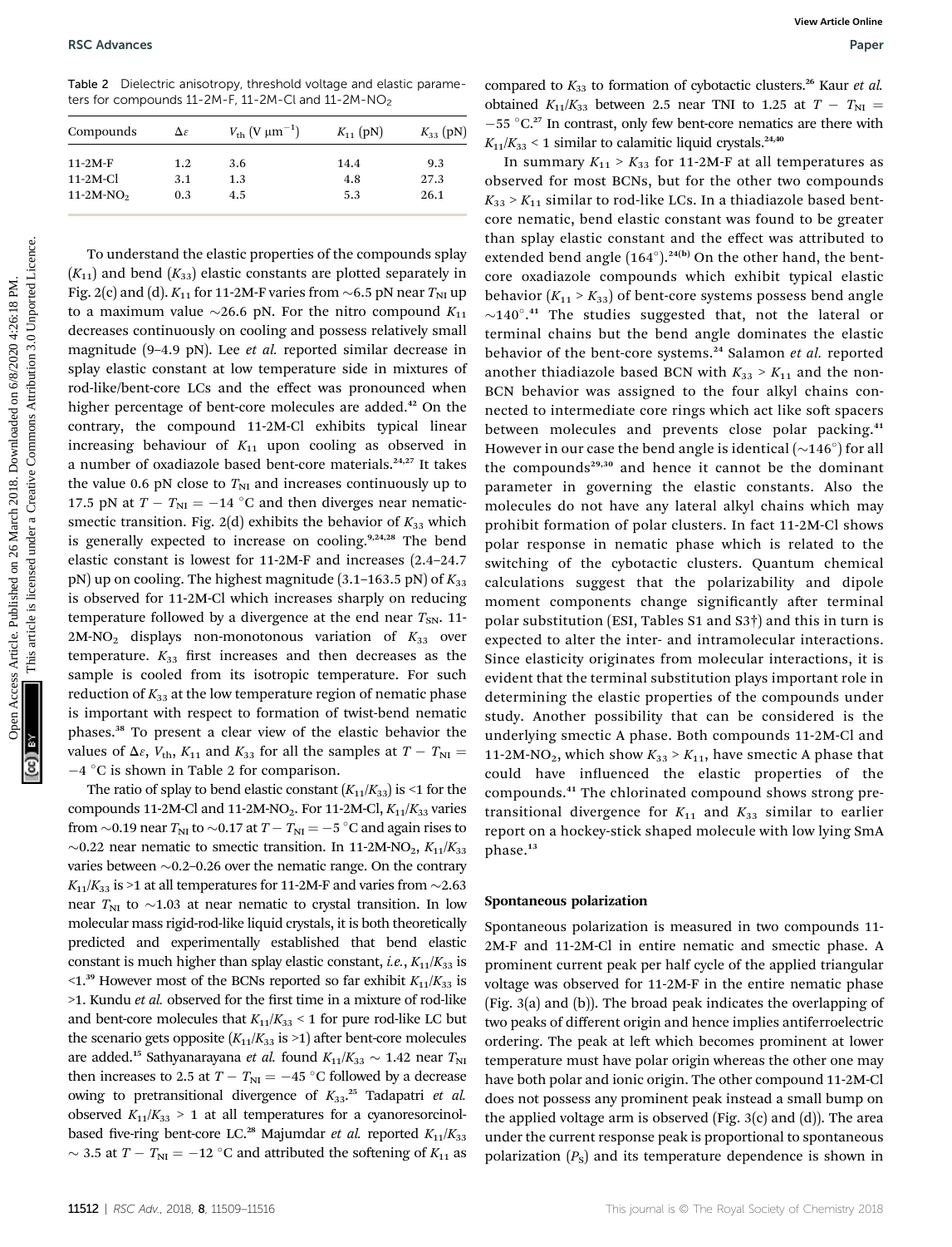Table 2 Dielectric anisotropy, threshold voltage and elastic parameters for compounds 11-2M-F, 11-2M-Cl and 11-2M-$NO_2$

| Compounds | $\Delta\varepsilon$ | $V_{th}$ (V μm$^{-1}$) | $K_{11}$ (pN) | $K_{33}$ (pN) |
|---|---|---|---|---|
| 11-2M-F | 1.2 | 3.6 | 14.4 | 9.3 |
| 11-2M-Cl | 3.1 | 1.3 | 4.8 | 27.3 |
| 11-2M-$NO_2$ | 0.3 | 4.5 | 5.3 | 26.1 |

To understand the elastic properties of the compounds splay ($K_{11}$) and bend ($K_{33}$) elastic constants are plotted separately in Fig. 2(c) and (d). $K_{11}$ for 11-2M-F varies from ~6.5 pN near $T_{NI}$ up to a maximum value ~26.6 pN. For the nitro compound $K_{11}$ decreases continuously on cooling and possess relatively small magnitude (9–4.9 pN). Lee *et al.* reported similar decrease in splay elastic constant at low temperature side in mixtures of rod-like/bent-core LCs and the effect was pronounced when higher percentage of bent-core molecules are added.[42] On the contrary, the compound 11-2M-Cl exhibits typical linear increasing behaviour of $K_{11}$ upon cooling as observed in a number of oxadiazole based bent-core materials.[24,27] It takes the value 0.6 pN close to $T_{NI}$ and increases continuously up to 17.5 pN at $T - T_{NI} = -14$ °C and then diverges near nematic-smectic transition. Fig. 2(d) exhibits the behavior of $K_{33}$ which is generally expected to increase on cooling.[9,24,28] The bend elastic constant is lowest for 11-2M-F and increases (2.4–24.7 pN) up on cooling. The highest magnitude (3.1–163.5 pN) of $K_{33}$ is observed for 11-2M-Cl which increases sharply on reducing temperature followed by a divergence at the end near $T_{SN}$. 11-2M-$NO_2$ displays non-monotonous variation of $K_{33}$ over temperature. $K_{33}$ first increases and then decreases as the sample is cooled from its isotropic temperature. For such reduction of $K_{33}$ at the low temperature region of nematic phase is important with respect to formation of twist-bend nematic phases.[38] To present a clear view of the elastic behavior the values of $\Delta\varepsilon$, $V_{th}$, $K_{11}$ and $K_{33}$ for all the samples at $T - T_{NI} = -4$ °C is shown in Table 2 for comparison.

The ratio of splay to bend elastic constant ($K_{11}/K_{33}$) is <1 for the compounds 11-2M-Cl and 11-2M-$NO_2$. For 11-2M-Cl, $K_{11}/K_{33}$ varies from ~0.19 near $T_{NI}$ to ~0.17 at $T - T_{NI} = -5$ °C and again rises to ~0.22 near nematic to smectic transition. In 11-2M-$NO_2$, $K_{11}/K_{33}$ varies between ~0.2–0.26 over the nematic range. On the contrary $K_{11}/K_{33}$ is >1 at all temperatures for 11-2M-F and varies from ~2.63 near $T_{NI}$ to ~1.03 at near nematic to crystal transition. In low molecular mass rigid-rod-like liquid crystals, it is both theoretically predicted and experimentally established that bend elastic constant is much higher than splay elastic constant, *i.e.*, $K_{11}/K_{33}$ is <1.[39] However most of the BCNs reported so far exhibit $K_{11}/K_{33}$ is >1. Kundu *et al.* observed for the first time in a mixture of rod-like and bent-core molecules that $K_{11}/K_{33}$ < 1 for pure rod-like LC but the scenario gets opposite ($K_{11}/K_{33}$ is >1) after bent-core molecules are added.[15] Sathyanarayana *et al.* found $K_{11}/K_{33}$ ~ 1.42 near $T_{NI}$ then increases to 2.5 at $T - T_{NI} = -45$ °C followed by a decrease owing to pretransitional divergence of $K_{33}$.[25] Tadapatri *et al.* observed $K_{11}/K_{33}$ > 1 at all temperatures for a cyanoresorcinol-based five-ring bent-core LC.[28] Majumdar *et al.* reported $K_{11}/K_{33}$ ~ 3.5 at $T - T_{NI} = -12$ °C and attributed the softening of $K_{11}$ as compared to $K_{33}$ to formation of cybotactic clusters.[26] Kaur *et al.* obtained $K_{11}/K_{33}$ between 2.5 near TNI to 1.25 at $T - T_{NI} = -55$ °C.[27] In contrast, only few bent-core nematics are there with $K_{11}/K_{33}$ < 1 similar to calamitic liquid crystals.[24,40]

In summary $K_{11} > K_{33}$ for 11-2M-F at all temperatures as observed for most BCNs, but for the other two compounds $K_{33} > K_{11}$ similar to rod-like LCs. In a thiadiazole based bent-core nematic, bend elastic constant was found to be greater than splay elastic constant and the effect was attributed to extended bend angle (164°).[24(b)] On the other hand, the bent-core oxadiazole compounds which exhibit typical elastic behavior ($K_{11} > K_{33}$) of bent-core systems possess bend angle ~140°.[41] The studies suggested that, not the lateral or terminal chains but the bend angle dominates the elastic behavior of the bent-core systems.[24] Salamon *et al.* reported another thiadiazole based BCN with $K_{33} > K_{11}$ and the non-BCN behavior was assigned to the four alkyl chains connected to intermediate core rings which act like soft spacers between molecules and prevents close polar packing.[41] However in our case the bend angle is identical (~146°) for all the compounds[29,30] and hence it cannot be the dominant parameter in governing the elastic constants. Also the molecules do not have any lateral alkyl chains which may prohibit formation of polar clusters. In fact 11-2M-Cl shows polar response in nematic phase which is related to the switching of the cybotactic clusters. Quantum chemical calculations suggest that the polarizability and dipole moment components change significantly after terminal polar substitution (ESI, Tables S1 and S3†) and this in turn is expected to alter the inter- and intramolecular interactions. Since elasticity originates from molecular interactions, it is evident that the terminal substitution plays important role in determining the elastic properties of the compounds under study. Another possibility that can be considered is the underlying smectic A phase. Both compounds 11-2M-Cl and 11-2M-$NO_2$, which show $K_{33} > K_{11}$, have smectic A phase that could have influenced the elastic properties of the compounds.[41] The chlorinated compound shows strong pre-transitional divergence for $K_{11}$ and $K_{33}$ similar to earlier report on a hockey-stick shaped molecule with low lying SmA phase.[13]

### Spontaneous polarization

Spontaneous polarization is measured in two compounds 11-2M-F and 11-2M-Cl in entire nematic and smectic phase. A prominent current peak per half cycle of the applied triangular voltage was observed for 11-2M-F in the entire nematic phase (Fig. 3(a) and (b)). The broad peak indicates the overlapping of two peaks of different origin and hence implies antiferroelectric ordering. The peak at left which becomes prominent at lower temperature must have polar origin whereas the other one may have both polar and ionic origin. The other compound 11-2M-Cl does not possess any prominent peak instead a small bump on the applied voltage arm is observed (Fig. 3(c) and (d)). The area under the current response peak is proportional to spontaneous polarization ($P_S$) and its temperature dependence is shown in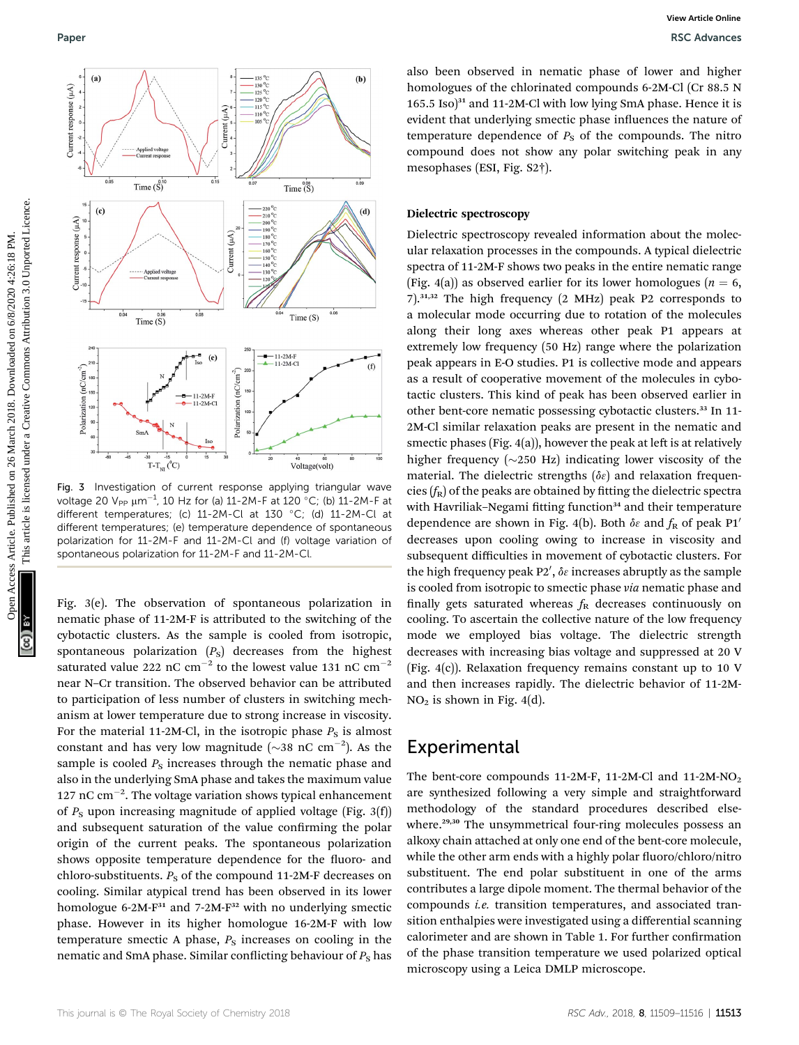Fig. 3 Investigation of current response applying triangular wave voltage 20 $V_{PP}$ μm$^{-1}$, 10 Hz for (a) 11-2M-F at 120 °C; (b) 11-2M-F at different temperatures; (c) 11-2M-Cl at 130 °C; (d) 11-2M-Cl at different temperatures; (e) temperature dependence of spontaneous polarization for 11-2M-F and 11-2M-Cl and (f) voltage variation of spontaneous polarization for 11-2M-F and 11-2M-Cl.

Fig. 3(e). The observation of spontaneous polarization in nematic phase of 11-2M-F is attributed to the switching of the cybotactic clusters. As the sample is cooled from isotropic, spontaneous polarization ($P_S$) decreases from the highest saturated value 222 nC cm$^{-2}$ to the lowest value 131 nC cm$^{-2}$ near N–Cr transition. The observed behavior can be attributed to participation of less number of clusters in switching mechanism at lower temperature due to strong increase in viscosity. For the material 11-2M-Cl, in the isotropic phase $P_S$ is almost constant and has very low magnitude (~38 nC cm$^{-2}$). As the sample is cooled $P_S$ increases through the nematic phase and also in the underlying SmA phase and takes the maximum value 127 nC cm$^{-2}$. The voltage variation shows typical enhancement of $P_S$ upon increasing magnitude of applied voltage (Fig. 3(f)) and subsequent saturation of the value confirming the polar origin of the current peaks. The spontaneous polarization shows opposite temperature dependence for the fluoro- and chloro-substituents. $P_S$ of the compound 11-2M-F decreases on cooling. Similar atypical trend has been observed in its lower homologue 6-2M-F[31] and 7-2M-F[32] with no underlying smectic phase. However in its higher homologue 16-2M-F with low temperature smectic A phase, $P_S$ increases on cooling in the nematic and SmA phase. Similar conflicting behaviour of $P_S$ has also been observed in nematic phase of lower and higher homologues of the chlorinated compounds 6-2M-Cl (Cr 88.5 N 165.5 Iso)[31] and 11-2M-Cl with low lying SmA phase. Hence it is evident that underlying smectic phase influences the nature of temperature dependence of $P_S$ of the compounds. The nitro compound does not show any polar switching peak in any mesophases (ESI, Fig. S2†).

### Dielectric spectroscopy

Dielectric spectroscopy revealed information about the molecular relaxation processes in the compounds. A typical dielectric spectra of 11-2M-F shows two peaks in the entire nematic range (Fig. 4(a)) as observed earlier for its lower homologues ($n$ = 6, 7).[31,32] The high frequency (2 MHz) peak P2 corresponds to a molecular mode occurring due to rotation of the molecules along their long axes whereas other peak P1 appears at extremely low frequency (50 Hz) range where the polarization peak appears in E-O studies. P1 is collective mode and appears as a result of cooperative movement of the molecules in cybotactic clusters. This kind of peak has been observed earlier in other bent-core nematic possessing cybotactic clusters.[33] In 11-2M-Cl similar relaxation peaks are present in the nematic and smectic phases (Fig. 4(a)), however the peak at left is at relatively higher frequency (~250 Hz) indicating lower viscosity of the material. The dielectric strengths ($\delta\varepsilon$) and relaxation frequencies ($f_R$) of the peaks are obtained by fitting the dielectric spectra with Havriliak–Negami fitting function[34] and their temperature dependence are shown in Fig. 4(b). Both $\delta\varepsilon$ and $f_R$ of peak P1′ decreases upon cooling owing to increase in viscosity and subsequent difficulties in movement of cybotactic clusters. For the high frequency peak P2′, $\delta\varepsilon$ increases abruptly as the sample is cooled from isotropic to smectic phase *via* nematic phase and finally gets saturated whereas $f_R$ decreases continuously on cooling. To ascertain the collective nature of the low frequency mode we employed bias voltage. The dielectric strength decreases with increasing bias voltage and suppressed at 20 V (Fig. 4(c)). Relaxation frequency remains constant up to 10 V and then increases rapidly. The dielectric behavior of 11-2M-$NO_2$ is shown in Fig. 4(d).

## Experimental

The bent-core compounds 11-2M-F, 11-2M-Cl and 11-2M-$NO_2$ are synthesized following a very simple and straightforward methodology of the standard procedures described elsewhere.[29,30] The unsymmetrical four-ring molecules possess an alkoxy chain attached at only one end of the bent-core molecule, while the other arm ends with a highly polar fluoro/chloro/nitro substituent. The end polar substituent in one of the arms contributes a large dipole moment. The thermal behavior of the compounds *i.e.* transition temperatures, and associated transition enthalpies were investigated using a differential scanning calorimeter and are shown in Table 1. For further confirmation of the phase transition temperature we used polarized optical microscopy using a Leica DMLP microscope.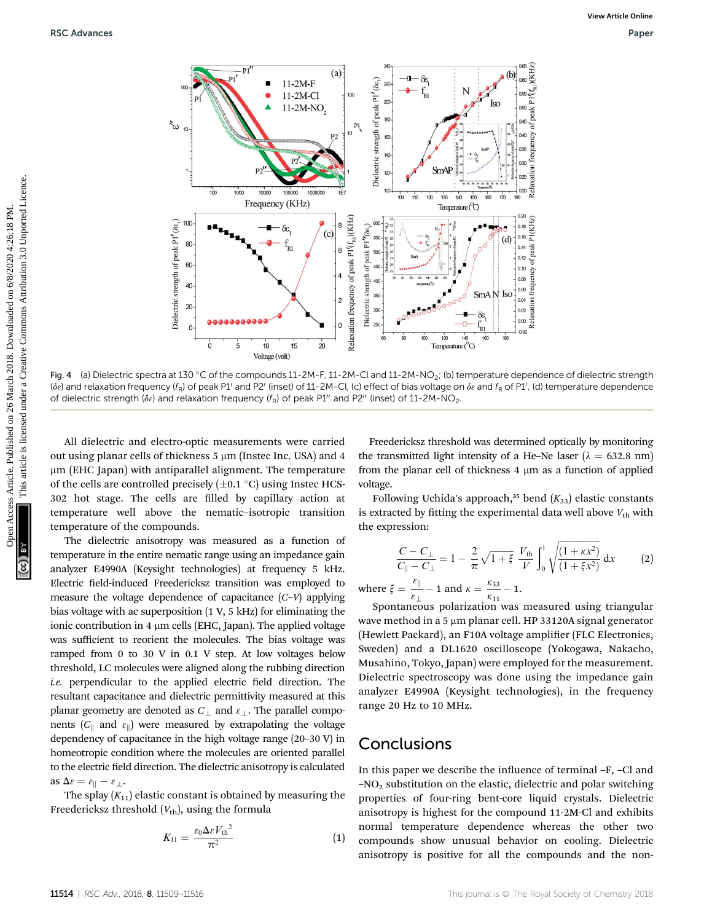Fig. 4 (a) Dielectric spectra at 130 °C of the compounds 11-2M-F, 11-2M-Cl and 11-2M-$NO_2$; (b) temperature dependence of dielectric strength ($\delta\varepsilon$) and relaxation frequency ($f_R$) of peak P1′ and P2′ (inset) of 11-2M-Cl, (c) effect of bias voltage on $\delta\varepsilon$ and $f_R$ of P1′, (d) temperature dependence of dielectric strength ($\delta\varepsilon$) and relaxation frequency ($f_R$) of peak P1″ and P2″ (inset) of 11-2M-$NO_2$.

All dielectric and electro-optic measurements were carried out using planar cells of thickness 5 μm (Instec Inc. USA) and 4 μm (EHC Japan) with antiparallel alignment. The temperature of the cells are controlled precisely (±0.1 °C) using Instec HCS-302 hot stage. The cells are filled by capillary action at temperature well above the nematic–isotropic transition temperature of the compounds.

The dielectric anisotropy was measured as a function of temperature in the entire nematic range using an impedance gain analyzer E4990A (Keysight technologies) at frequency 5 kHz. Electric field-induced Freedericksz transition was employed to measure the voltage dependence of capacitance (*C*–*V*) applying bias voltage with ac superposition (1 V, 5 kHz) for eliminating the ionic contribution in 4 μm cells (EHC, Japan). The applied voltage was sufficient to reorient the molecules. The bias voltage was ramped from 0 to 30 V in 0.1 V step. At low voltages below threshold, LC molecules were aligned along the rubbing direction *i.e.* perpendicular to the applied electric field direction. The resultant capacitance and dielectric permittivity measured at this planar geometry are denoted as $C_\perp$ and $\varepsilon_\perp$. The parallel components ($C_\parallel$ and $\varepsilon_\parallel$) were measured by extrapolating the voltage dependency of capacitance in the high voltage range (20–30 V) in homeotropic condition where the molecules are oriented parallel to the electric field direction. The dielectric anisotropy is calculated as $\Delta\varepsilon = \varepsilon_\parallel - \varepsilon_\perp$.

The splay ($K_{11}$) elastic constant is obtained by measuring the Freedericksz threshold ($V_{th}$), using the formula

$$K_{11} = \frac{\varepsilon_0 \Delta\varepsilon {V_{th}}^2}{\pi^2} \quad (1)$$

Freedericksz threshold was determined optically by monitoring the transmitted light intensity of a He–Ne laser ($\lambda$ = 632.8 nm) from the planar cell of thickness 4 μm as a function of applied voltage.

Following Uchida's approach,[35] bend ($K_{33}$) elastic constants is extracted by fitting the experimental data well above $V_{th}$ with the expression:

$$\frac{C - C_\perp}{C_\parallel - C_\perp} = 1 - \frac{2}{\pi}\sqrt{1+\xi}\,\frac{V_{th}}{V}\int_0^1 \sqrt{\frac{(1+\kappa x^2)}{(1+\xi x^2)}}\,dx \quad (2)$$

where $\xi = \frac{\varepsilon_\parallel}{\varepsilon_\perp} - 1$ and $\kappa = \frac{\kappa_{33}}{\kappa_{11}} - 1$.

Spontaneous polarization was measured using triangular wave method in a 5 μm planar cell. HP 33120A signal generator (Hewlett Packard), an F10A voltage amplifier (FLC Electronics, Sweden) and a DL1620 oscilloscope (Yokogawa, Nakacho, Musahino, Tokyo, Japan) were employed for the measurement. Dielectric spectroscopy was done using the impedance gain analyzer E4990A (Keysight technologies), in the frequency range 20 Hz to 10 MHz.

## Conclusions

In this paper we describe the influence of terminal –F, –Cl and –$NO_2$ substitution on the elastic, dielectric and polar switching properties of four-ring bent-core liquid crystals. Dielectric anisotropy is highest for the compound 11-2M-Cl and exhibits normal temperature dependence whereas the other two compounds show unusual behavior on cooling. Dielectric anisotropy is positive for all the compounds and the non-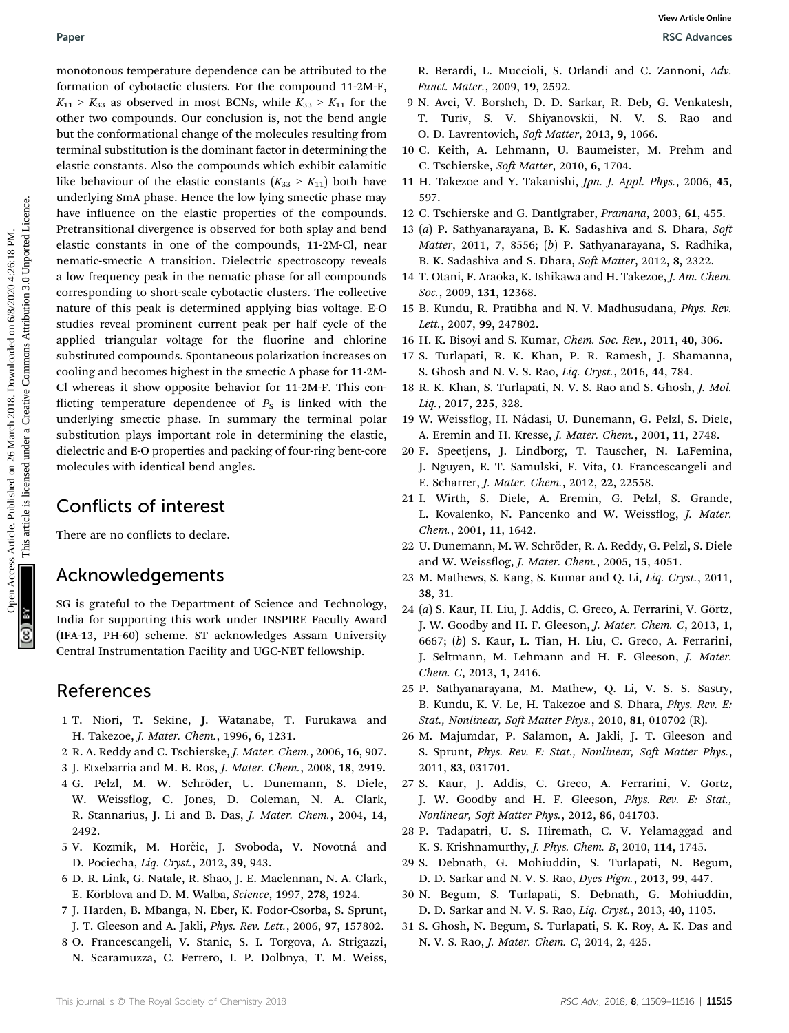monotonous temperature dependence can be attributed to the formation of cybotactic clusters. For the compound 11-2M-F, $K_{11} > K_{33}$ as observed in most BCNs, while $K_{33} > K_{11}$ for the other two compounds. Our conclusion is, not the bend angle but the conformational change of the molecules resulting from terminal substitution is the dominant factor in determining the elastic constants. Also the compounds which exhibit calamitic like behaviour of the elastic constants ($K_{33} > K_{11}$) both have underlying SmA phase. Hence the low lying smectic phase may have influence on the elastic properties of the compounds. Pretransitional divergence is observed for both splay and bend elastic constants in one of the compounds, 11-2M-Cl, near nematic-smectic A transition. Dielectric spectroscopy reveals a low frequency peak in the nematic phase for all compounds corresponding to short-scale cybotactic clusters. The collective nature of this peak is determined applying bias voltage. E-O studies reveal prominent current peak per half cycle of the applied triangular voltage for the fluorine and chlorine substituted compounds. Spontaneous polarization increases on cooling and becomes highest in the smectic A phase for 11-2M-Cl whereas it show opposite behavior for 11-2M-F. This conflicting temperature dependence of $P_S$ is linked with the underlying smectic phase. In summary the terminal polar substitution plays important role in determining the elastic, dielectric and E-O properties and packing of four-ring bent-core molecules with identical bend angles.

## Conflicts of interest

There are no conflicts to declare.

## Acknowledgements

SG is grateful to the Department of Science and Technology, India for supporting this work under INSPIRE Faculty Award (IFA-13, PH-60) scheme. ST acknowledges Assam University Central Instrumentation Facility and UGC-NET fellowship.

## References

1. T. Niori, T. Sekine, J. Watanabe, T. Furukawa and H. Takezoe, *J. Mater. Chem.*, 1996, **6**, 1231.
2. R. A. Reddy and C. Tschierske, *J. Mater. Chem.*, 2006, **16**, 907.
3. J. Etxebarria and M. B. Ros, *J. Mater. Chem.*, 2008, **18**, 2919.
4. G. Pelzl, M. W. Schröder, U. Dunemann, S. Diele, W. Weissflog, C. Jones, D. Coleman, N. A. Clark, R. Stannarius, J. Li and B. Das, *J. Mater. Chem.*, 2004, **14**, 2492.
5. V. Kozmík, M. Horčic, J. Svoboda, V. Novotná and D. Pociecha, *Liq. Cryst.*, 2012, **39**, 943.
6. D. R. Link, G. Natale, R. Shao, J. E. Maclennan, N. A. Clark, E. Körblova and D. M. Walba, *Science*, 1997, **278**, 1924.
7. J. Harden, B. Mbanga, N. Eber, K. Fodor-Csorba, S. Sprunt, J. T. Gleeson and A. Jakli, *Phys. Rev. Lett.*, 2006, **97**, 157802.
8. O. Francescangeli, V. Stanic, S. I. Torgova, A. Strigazzi, N. Scaramuzza, C. Ferrero, I. P. Dolbnya, T. M. Weiss, R. Berardi, L. Muccioli, S. Orlandi and C. Zannoni, *Adv. Funct. Mater.*, 2009, **19**, 2592.
9. N. Avci, V. Borshch, D. D. Sarkar, R. Deb, G. Venkatesh, T. Turiv, S. V. Shiyanovskii, N. V. S. Rao and O. D. Lavrentovich, *Soft Matter*, 2013, **9**, 1066.
10. C. Keith, A. Lehmann, U. Baumeister, M. Prehm and C. Tschierske, *Soft Matter*, 2010, **6**, 1704.
11. H. Takezoe and Y. Takanishi, *Jpn. J. Appl. Phys.*, 2006, **45**, 597.
12. C. Tschierske and G. Dantlgraber, *Pramana*, 2003, **61**, 455.
13. (*a*) P. Sathyanarayana, B. K. Sadashiva and S. Dhara, *Soft Matter*, 2011, **7**, 8556; (*b*) P. Sathyanarayana, S. Radhika, B. K. Sadashiva and S. Dhara, *Soft Matter*, 2012, **8**, 2322.
14. T. Otani, F. Araoka, K. Ishikawa and H. Takezoe, *J. Am. Chem. Soc.*, 2009, **131**, 12368.
15. B. Kundu, R. Pratibha and N. V. Madhusudana, *Phys. Rev. Lett.*, 2007, **99**, 247802.
16. H. K. Bisoyi and S. Kumar, *Chem. Soc. Rev.*, 2011, **40**, 306.
17. S. Turlapati, R. K. Khan, P. R. Ramesh, J. Shamanna, S. Ghosh and N. V. S. Rao, *Liq. Cryst.*, 2016, **44**, 784.
18. R. K. Khan, S. Turlapati, N. V. S. Rao and S. Ghosh, *J. Mol. Liq.*, 2017, **225**, 328.
19. W. Weissflog, H. Nádasi, U. Dunemann, G. Pelzl, S. Diele, A. Eremin and H. Kresse, *J. Mater. Chem.*, 2001, **11**, 2748.
20. F. Speetjens, J. Lindborg, T. Tauscher, N. LaFemina, J. Nguyen, E. T. Samulski, F. Vita, O. Francescangeli and E. Scharrer, *J. Mater. Chem.*, 2012, **22**, 22558.
21. I. Wirth, S. Diele, A. Eremin, G. Pelzl, S. Grande, L. Kovalenko, N. Pancenko and W. Weissflog, *J. Mater. Chem.*, 2001, **11**, 1642.
22. U. Dunemann, M. W. Schröder, R. A. Reddy, G. Pelzl, S. Diele and W. Weissflog, *J. Mater. Chem.*, 2005, **15**, 4051.
23. M. Mathews, S. Kang, S. Kumar and Q. Li, *Liq. Cryst.*, 2011, **38**, 31.
24. (*a*) S. Kaur, H. Liu, J. Addis, C. Greco, A. Ferrarini, V. Görtz, J. W. Goodby and H. F. Gleeson, *J. Mater. Chem. C*, 2013, **1**, 6667; (*b*) S. Kaur, L. Tian, H. Liu, C. Greco, A. Ferrarini, J. Seltmann, M. Lehmann and H. F. Gleeson, *J. Mater. Chem. C*, 2013, **1**, 2416.
25. P. Sathyanarayana, M. Mathew, Q. Li, V. S. S. Sastry, B. Kundu, K. V. Le, H. Takezoe and S. Dhara, *Phys. Rev. E: Stat., Nonlinear, Soft Matter Phys.*, 2010, **81**, 010702 (R).
26. M. Majumdar, P. Salamon, A. Jakli, J. T. Gleeson and S. Sprunt, *Phys. Rev. E: Stat., Nonlinear, Soft Matter Phys.*, 2011, **83**, 031701.
27. S. Kaur, J. Addis, C. Greco, A. Ferrarini, V. Gortz, J. W. Goodby and H. F. Gleeson, *Phys. Rev. E: Stat., Nonlinear, Soft Matter Phys.*, 2012, **86**, 041703.
28. P. Tadapatri, U. S. Hiremath, C. V. Yelamaggad and K. S. Krishnamurthy, *J. Phys. Chem. B*, 2010, **114**, 1745.
29. S. Debnath, G. Mohiuddin, S. Turlapati, N. Begum, D. D. Sarkar and N. V. S. Rao, *Dyes Pigm.*, 2013, **99**, 447.
30. N. Begum, S. Turlapati, S. Debnath, G. Mohiuddin, D. D. Sarkar and N. V. S. Rao, *Liq. Cryst.*, 2013, **40**, 1105.
31. S. Ghosh, N. Begum, S. Turlapati, S. K. Roy, A. K. Das and N. V. S. Rao, *J. Mater. Chem. C*, 2014, **2**, 425.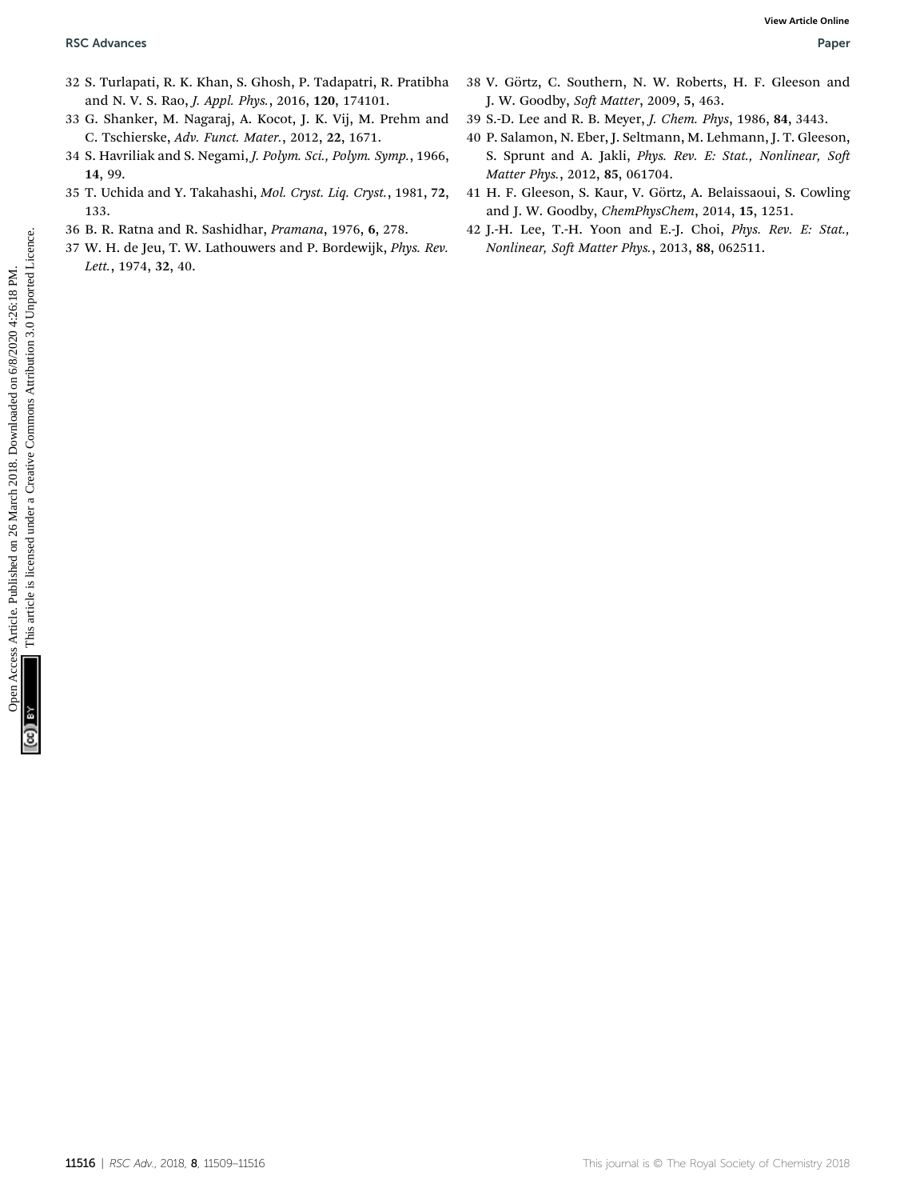32 S. Turlapati, R. K. Khan, S. Ghosh, P. Tadapatri, R. Pratibha and N. V. S. Rao, *J. Appl. Phys.*, 2016, **120**, 174101.

33 G. Shanker, M. Nagaraj, A. Kocot, J. K. Vij, M. Prehm and C. Tschierske, *Adv. Funct. Mater.*, 2012, **22**, 1671.

34 S. Havriliak and S. Negami, *J. Polym. Sci., Polym. Symp.*, 1966, **14**, 99.

35 T. Uchida and Y. Takahashi, *Mol. Cryst. Liq. Cryst.*, 1981, **72**, 133.

36 B. R. Ratna and R. Sashidhar, *Pramana*, 1976, **6**, 278.

37 W. H. de Jeu, T. W. Lathouwers and P. Bordewijk, *Phys. Rev. Lett.*, 1974, **32**, 40.

38 V. Görtz, C. Southern, N. W. Roberts, H. F. Gleeson and J. W. Goodby, *Soft Matter*, 2009, **5**, 463.

39 S.-D. Lee and R. B. Meyer, *J. Chem. Phys*, 1986, **84**, 3443.

40 P. Salamon, N. Eber, J. Seltmann, M. Lehmann, J. T. Gleeson, S. Sprunt and A. Jakli, *Phys. Rev. E: Stat., Nonlinear, Soft Matter Phys.*, 2012, **85**, 061704.

41 H. F. Gleeson, S. Kaur, V. Görtz, A. Belaissaoui, S. Cowling and J. W. Goodby, *ChemPhysChem*, 2014, **15**, 1251.

42 J.-H. Lee, T.-H. Yoon and E.-J. Choi, *Phys. Rev. E: Stat., Nonlinear, Soft Matter Phys.*, 2013, **88**, 062511.